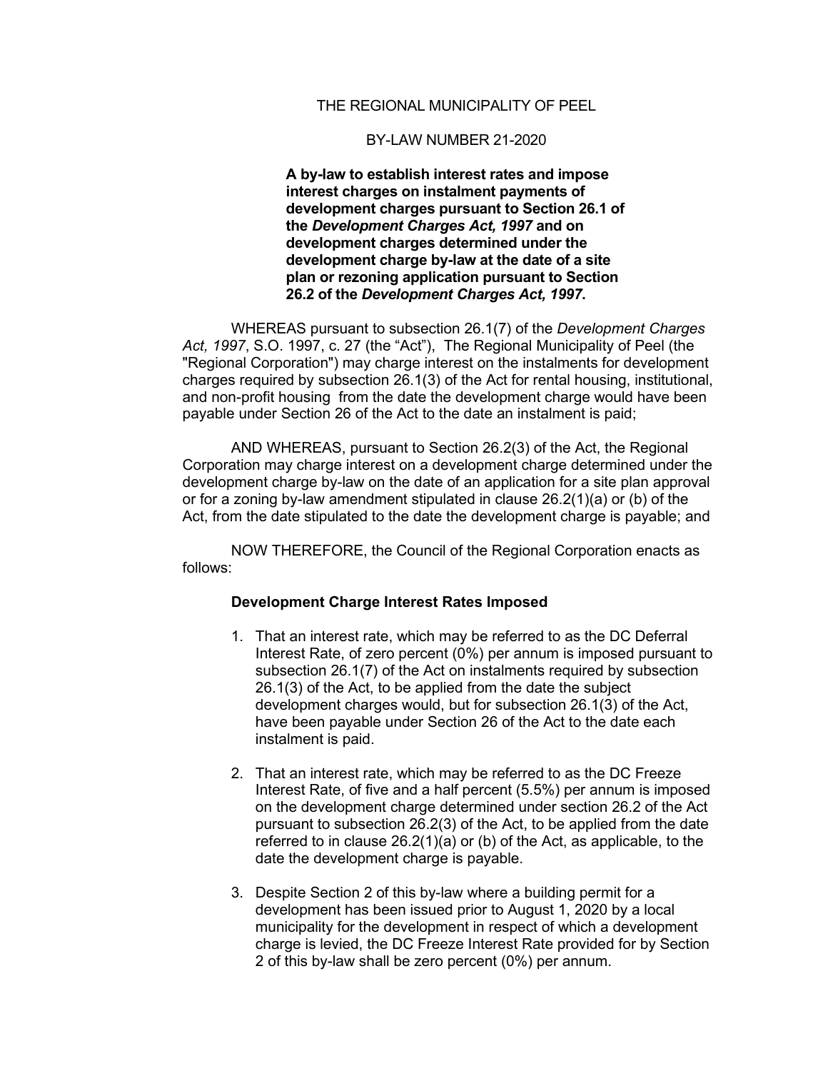THE REGIONAL MUNICIPALITY OF PEEL

BY-LAW NUMBER 21-2020

**A by-law to establish interest rates and impose interest charges on instalment payments of development charges pursuant to Section 26.1 of the *Development Charges Act, 1997* and on development charges determined under the development charge by-law at the date of a site plan or rezoning application pursuant to Section 26.2 of the *Development Charges Act, 1997*.**

WHEREAS pursuant to subsection 26.1(7) of the *Development Charges Act, 1997*, S.O. 1997, c. 27 (the "Act"), The Regional Municipality of Peel (the "Regional Corporation") may charge interest on the instalments for development charges required by subsection 26.1(3) of the Act for rental housing, institutional, and non-profit housing from the date the development charge would have been payable under Section 26 of the Act to the date an instalment is paid;

AND WHEREAS, pursuant to Section 26.2(3) of the Act, the Regional Corporation may charge interest on a development charge determined under the development charge by-law on the date of an application for a site plan approval or for a zoning by-law amendment stipulated in clause 26.2(1)(a) or (b) of the Act, from the date stipulated to the date the development charge is payable; and

NOW THEREFORE, the Council of the Regional Corporation enacts as follows:

**Development Charge Interest Rates Imposed**

1. That an interest rate, which may be referred to as the DC Deferral Interest Rate, of zero percent (0%) per annum is imposed pursuant to subsection 26.1(7) of the Act on instalments required by subsection 26.1(3) of the Act, to be applied from the date the subject development charges would, but for subsection 26.1(3) of the Act, have been payable under Section 26 of the Act to the date each instalment is paid.

2. That an interest rate, which may be referred to as the DC Freeze Interest Rate, of five and a half percent (5.5%) per annum is imposed on the development charge determined under section 26.2 of the Act pursuant to subsection 26.2(3) of the Act, to be applied from the date referred to in clause 26.2(1)(a) or (b) of the Act, as applicable, to the date the development charge is payable.

3. Despite Section 2 of this by-law where a building permit for a development has been issued prior to August 1, 2020 by a local municipality for the development in respect of which a development charge is levied, the DC Freeze Interest Rate provided for by Section 2 of this by-law shall be zero percent (0%) per annum.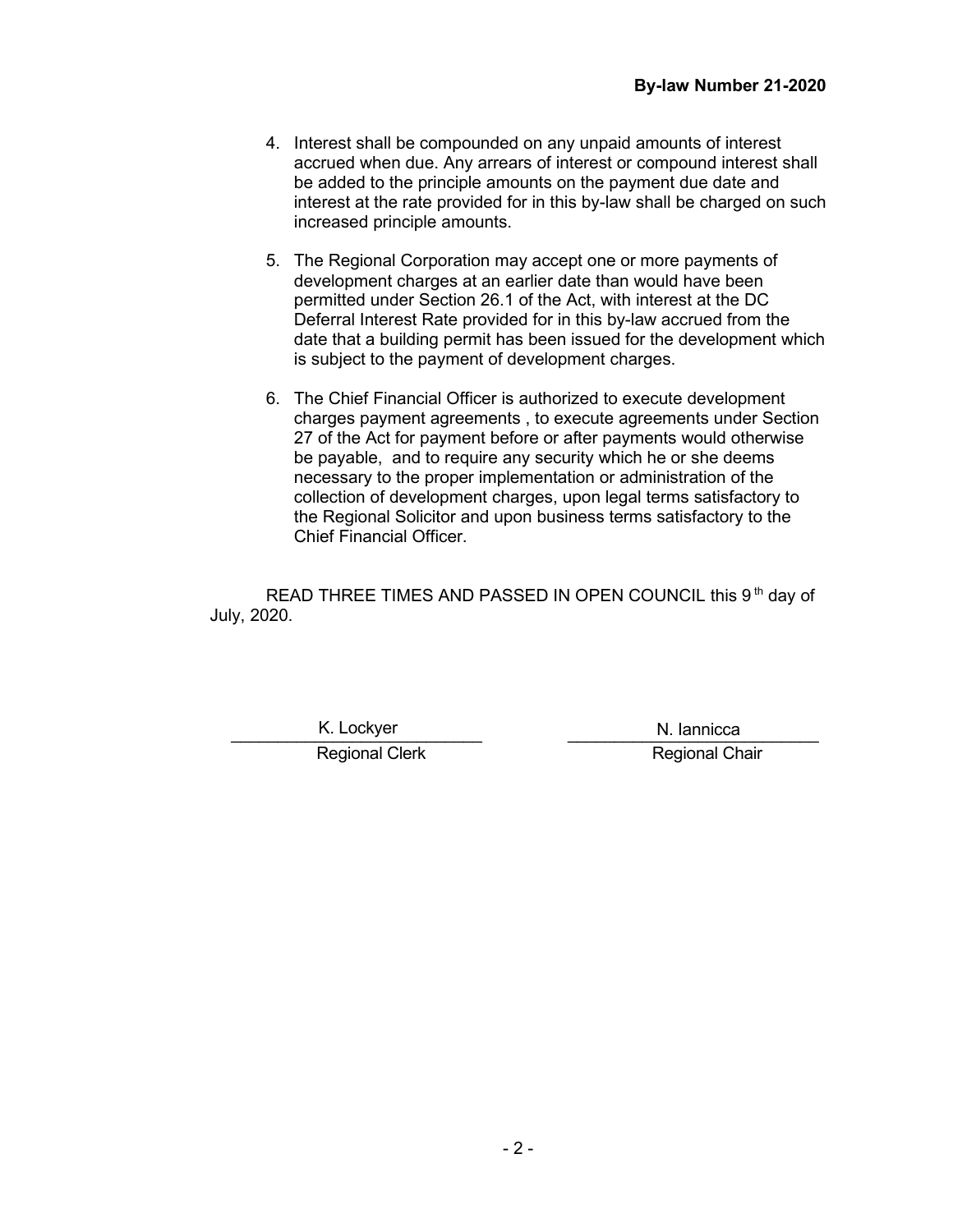4. Interest shall be compounded on any unpaid amounts of interest accrued when due. Any arrears of interest or compound interest shall be added to the principle amounts on the payment due date and interest at the rate provided for in this by-law shall be charged on such increased principle amounts.

5. The Regional Corporation may accept one or more payments of development charges at an earlier date than would have been permitted under Section 26.1 of the Act, with interest at the DC Deferral Interest Rate provided for in this by-law accrued from the date that a building permit has been issued for the development which is subject to the payment of development charges.

6. The Chief Financial Officer is authorized to execute development charges payment agreements , to execute agreements under Section 27 of the Act for payment before or after payments would otherwise be payable, and to require any security which he or she deems necessary to the proper implementation or administration of the collection of development charges, upon legal terms satisfactory to the Regional Solicitor and upon business terms satisfactory to the Chief Financial Officer.

READ THREE TIMES AND PASSED IN OPEN COUNCIL this 9th day of July, 2020.

K. Lockyer
Regional Clerk

N. Iannicca
Regional Chair